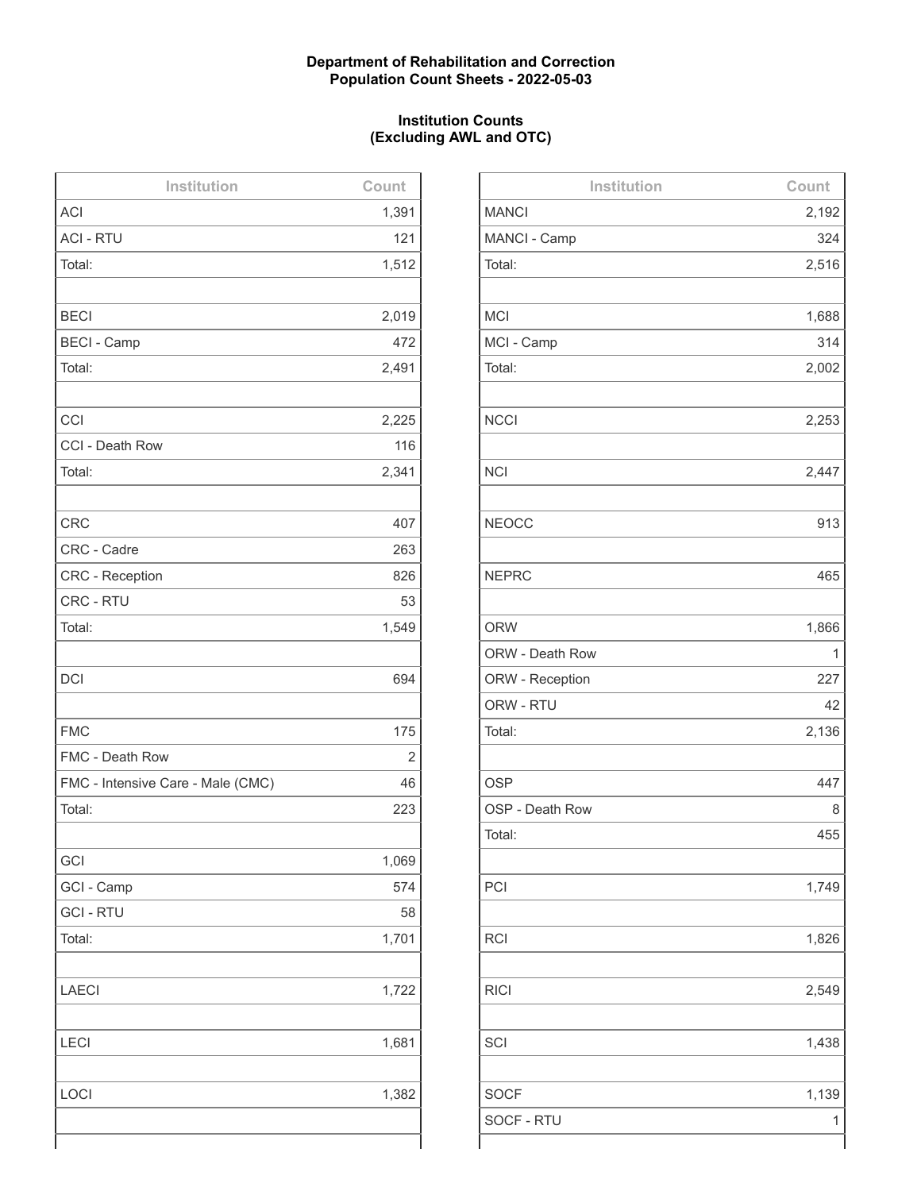**Department of Rehabilitation and Correction**
**Population Count Sheets - 2022-05-03**

**Institution Counts**
**(Excluding AWL and OTC)**

| Institution | Count |
|---|---|
| ACI | 1,391 |
| ACI - RTU | 121 |
| Total: | 1,512 |
| | |
| BECI | 2,019 |
| BECI - Camp | 472 |
| Total: | 2,491 |
| | |
| CCI | 2,225 |
| CCI - Death Row | 116 |
| Total: | 2,341 |
| | |
| CRC | 407 |
| CRC - Cadre | 263 |
| CRC - Reception | 826 |
| CRC - RTU | 53 |
| Total: | 1,549 |
| | |
| DCI | 694 |
| | |
| FMC | 175 |
| FMC - Death Row | 2 |
| FMC - Intensive Care - Male (CMC) | 46 |
| Total: | 223 |
| | |
| GCI | 1,069 |
| GCI - Camp | 574 |
| GCI - RTU | 58 |
| Total: | 1,701 |
| | |
| LAECI | 1,722 |
| | |
| LECI | 1,681 |
| | |
| LOCI | 1,382 |
| | |

| Institution | Count |
|---|---|
| MANCI | 2,192 |
| MANCI - Camp | 324 |
| Total: | 2,516 |
| | |
| MCI | 1,688 |
| MCI - Camp | 314 |
| Total: | 2,002 |
| | |
| NCCI | 2,253 |
| | |
| NCI | 2,447 |
| | |
| NEOCC | 913 |
| | |
| NEPRC | 465 |
| | |
| ORW | 1,866 |
| ORW - Death Row | 1 |
| ORW - Reception | 227 |
| ORW - RTU | 42 |
| Total: | 2,136 |
| | |
| OSP | 447 |
| OSP - Death Row | 8 |
| Total: | 455 |
| | |
| PCI | 1,749 |
| | |
| RCI | 1,826 |
| | |
| RICI | 2,549 |
| | |
| SCI | 1,438 |
| | |
| SOCF | 1,139 |
| SOCF - RTU | 1 |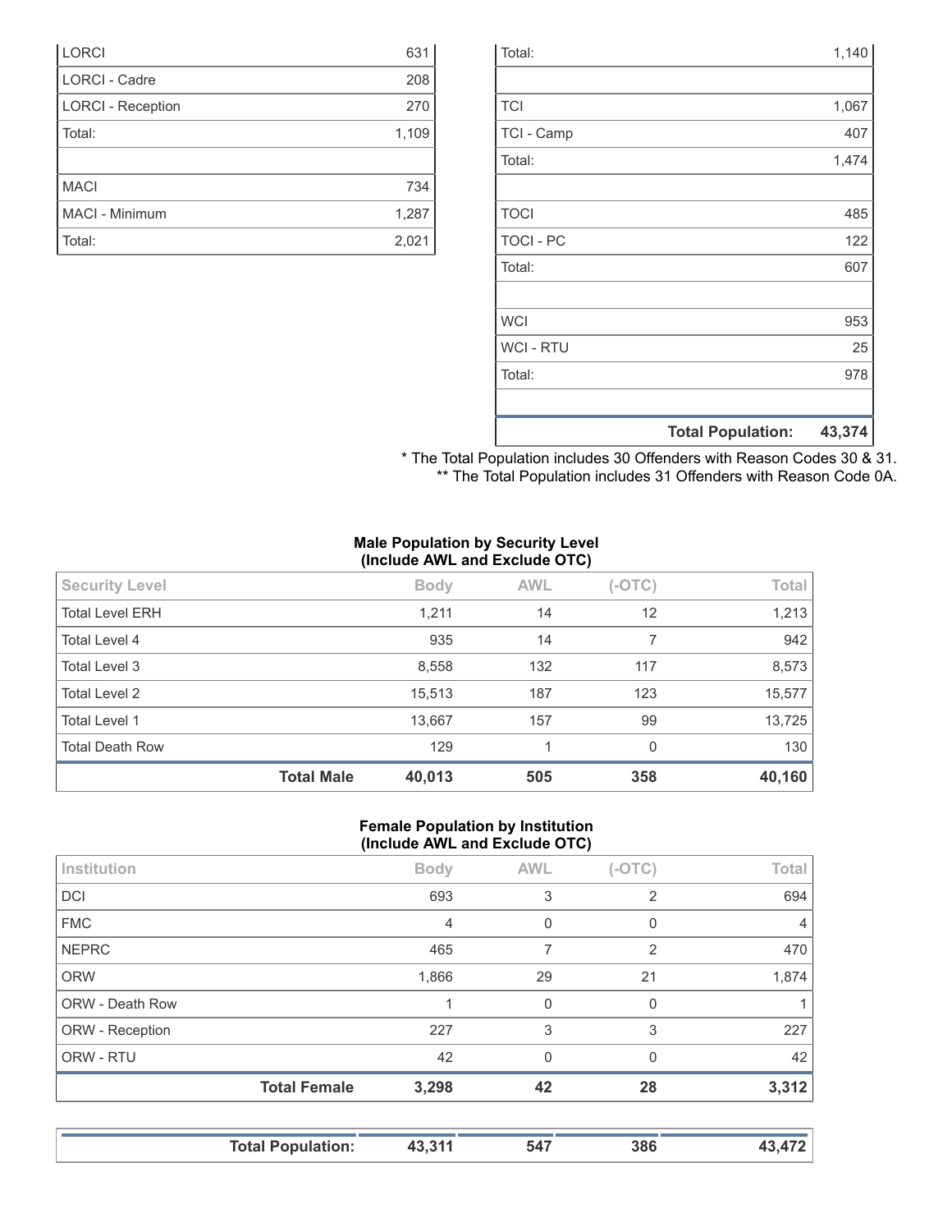| | |
|---|---|
| LORCI | 631 |
| LORCI - Cadre | 208 |
| LORCI - Reception | 270 |
| Total: | 1,109 |
| | |
| MACI | 734 |
| MACI - Minimum | 1,287 |
| Total: | 2,021 |

| | |
|---|---|
| Total: | 1,140 |
| | |
| TCI | 1,067 |
| TCI - Camp | 407 |
| Total: | 1,474 |
| | |
| TOCI | 485 |
| TOCI - PC | 122 |
| Total: | 607 |
| | |
| WCI | 953 |
| WCI - RTU | 25 |
| Total: | 978 |
| | |
| **Total Population:** | **43,374** |

* The Total Population includes 30 Offenders with Reason Codes 30 & 31.
** The Total Population includes 31 Offenders with Reason Code 0A.

**Male Population by Security Level**
**(Include AWL and Exclude OTC)**

| Security Level | Body | AWL | (-OTC) | Total |
|---|---|---|---|---|
| Total Level ERH | 1,211 | 14 | 12 | 1,213 |
| Total Level 4 | 935 | 14 | 7 | 942 |
| Total Level 3 | 8,558 | 132 | 117 | 8,573 |
| Total Level 2 | 15,513 | 187 | 123 | 15,577 |
| Total Level 1 | 13,667 | 157 | 99 | 13,725 |
| Total Death Row | 129 | 1 | 0 | 130 |
| **Total Male** | **40,013** | **505** | **358** | **40,160** |

**Female Population by Institution**
**(Include AWL and Exclude OTC)**

| Institution | Body | AWL | (-OTC) | Total |
|---|---|---|---|---|
| DCI | 693 | 3 | 2 | 694 |
| FMC | 4 | 0 | 0 | 4 |
| NEPRC | 465 | 7 | 2 | 470 |
| ORW | 1,866 | 29 | 21 | 1,874 |
| ORW - Death Row | 1 | 0 | 0 | 1 |
| ORW - Reception | 227 | 3 | 3 | 227 |
| ORW - RTU | 42 | 0 | 0 | 42 |
| **Total Female** | **3,298** | **42** | **28** | **3,312** |

| | | | | |
|---|---|---|---|---|
| **Total Population:** | **43,311** | **547** | **386** | **43,472** |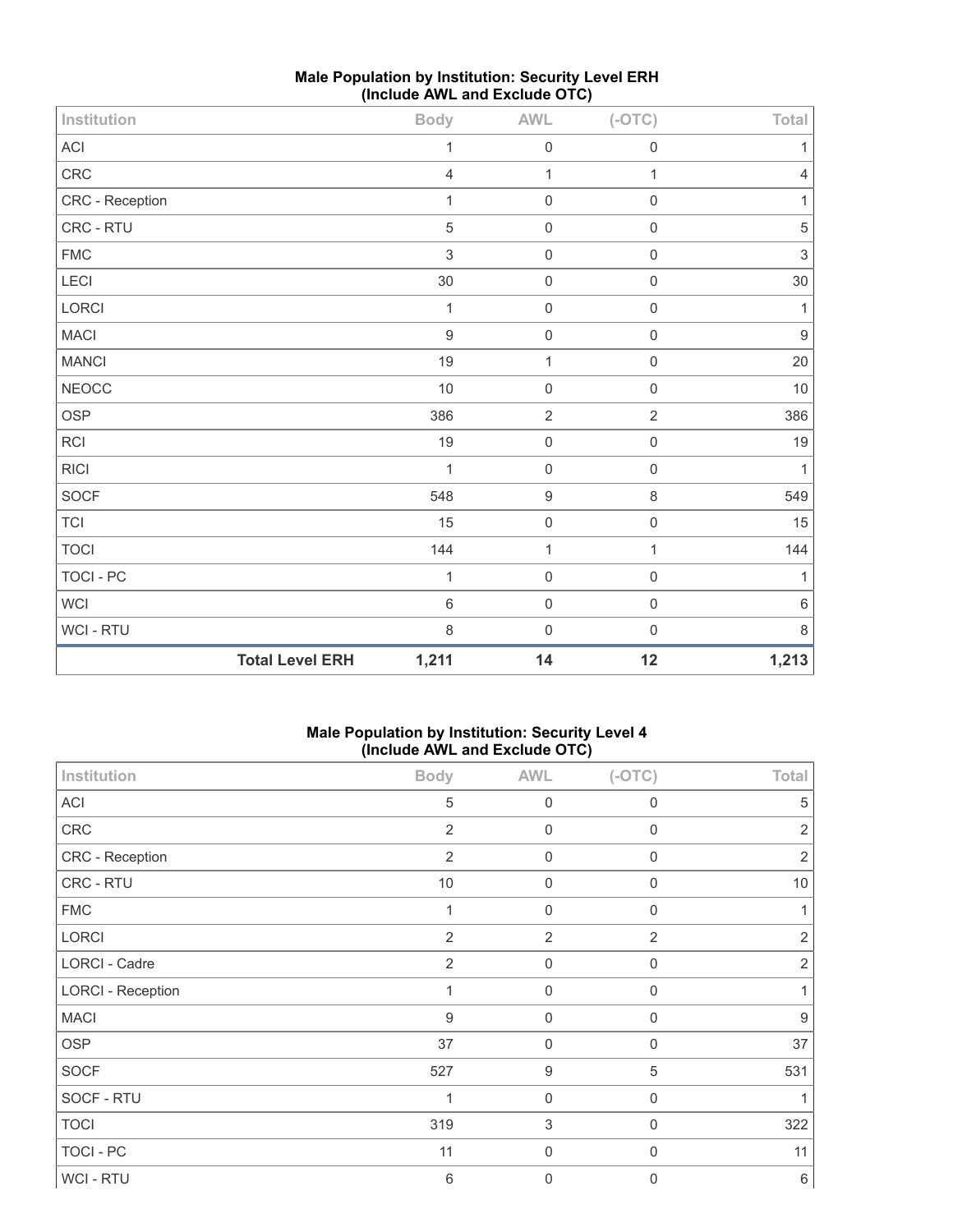**Male Population by Institution: Security Level ERH (Include AWL and Exclude OTC)**

| Institution | Body | AWL | (-OTC) | Total |
|---|---|---|---|---|
| ACI | 1 | 0 | 0 | 1 |
| CRC | 4 | 1 | 1 | 4 |
| CRC - Reception | 1 | 0 | 0 | 1 |
| CRC - RTU | 5 | 0 | 0 | 5 |
| FMC | 3 | 0 | 0 | 3 |
| LECI | 30 | 0 | 0 | 30 |
| LORCI | 1 | 0 | 0 | 1 |
| MACI | 9 | 0 | 0 | 9 |
| MANCI | 19 | 1 | 0 | 20 |
| NEOCC | 10 | 0 | 0 | 10 |
| OSP | 386 | 2 | 2 | 386 |
| RCI | 19 | 0 | 0 | 19 |
| RICI | 1 | 0 | 0 | 1 |
| SOCF | 548 | 9 | 8 | 549 |
| TCI | 15 | 0 | 0 | 15 |
| TOCI | 144 | 1 | 1 | 144 |
| TOCI - PC | 1 | 0 | 0 | 1 |
| WCI | 6 | 0 | 0 | 6 |
| WCI - RTU | 8 | 0 | 0 | 8 |
| **Total Level ERH** | **1,211** | **14** | **12** | **1,213** |

**Male Population by Institution: Security Level 4 (Include AWL and Exclude OTC)**

| Institution | Body | AWL | (-OTC) | Total |
|---|---|---|---|---|
| ACI | 5 | 0 | 0 | 5 |
| CRC | 2 | 0 | 0 | 2 |
| CRC - Reception | 2 | 0 | 0 | 2 |
| CRC - RTU | 10 | 0 | 0 | 10 |
| FMC | 1 | 0 | 0 | 1 |
| LORCI | 2 | 2 | 2 | 2 |
| LORCI - Cadre | 2 | 0 | 0 | 2 |
| LORCI - Reception | 1 | 0 | 0 | 1 |
| MACI | 9 | 0 | 0 | 9 |
| OSP | 37 | 0 | 0 | 37 |
| SOCF | 527 | 9 | 5 | 531 |
| SOCF - RTU | 1 | 0 | 0 | 1 |
| TOCI | 319 | 3 | 0 | 322 |
| TOCI - PC | 11 | 0 | 0 | 11 |
| WCI - RTU | 6 | 0 | 0 | 6 |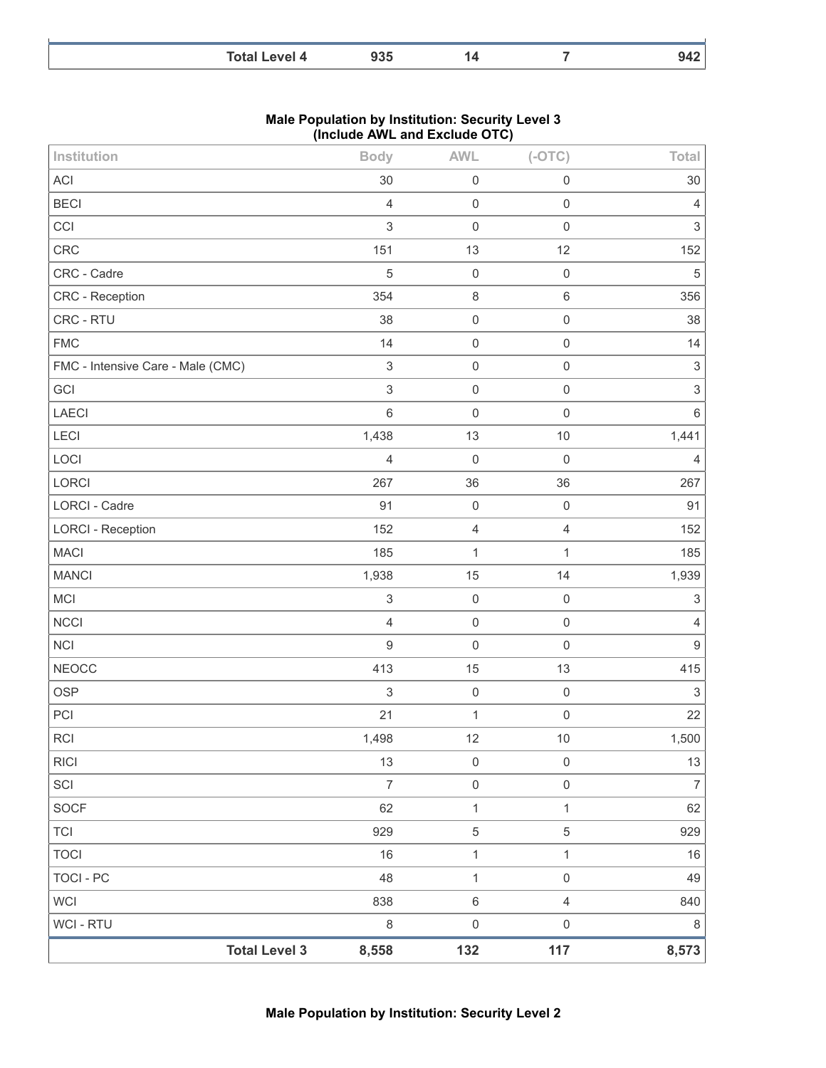| | Body | AWL | (-OTC) | Total |
|---|---|---|---|---|
| **Total Level 4** | **935** | **14** | **7** | **942** |

**Male Population by Institution: Security Level 3**
**(Include AWL and Exclude OTC)**

| Institution | Body | AWL | (-OTC) | Total |
|---|---|---|---|---|
| ACI | 30 | 0 | 0 | 30 |
| BECI | 4 | 0 | 0 | 4 |
| CCI | 3 | 0 | 0 | 3 |
| CRC | 151 | 13 | 12 | 152 |
| CRC - Cadre | 5 | 0 | 0 | 5 |
| CRC - Reception | 354 | 8 | 6 | 356 |
| CRC - RTU | 38 | 0 | 0 | 38 |
| FMC | 14 | 0 | 0 | 14 |
| FMC - Intensive Care - Male (CMC) | 3 | 0 | 0 | 3 |
| GCI | 3 | 0 | 0 | 3 |
| LAECI | 6 | 0 | 0 | 6 |
| LECI | 1,438 | 13 | 10 | 1,441 |
| LOCI | 4 | 0 | 0 | 4 |
| LORCI | 267 | 36 | 36 | 267 |
| LORCI - Cadre | 91 | 0 | 0 | 91 |
| LORCI - Reception | 152 | 4 | 4 | 152 |
| MACI | 185 | 1 | 1 | 185 |
| MANCI | 1,938 | 15 | 14 | 1,939 |
| MCI | 3 | 0 | 0 | 3 |
| NCCI | 4 | 0 | 0 | 4 |
| NCI | 9 | 0 | 0 | 9 |
| NEOCC | 413 | 15 | 13 | 415 |
| OSP | 3 | 0 | 0 | 3 |
| PCI | 21 | 1 | 0 | 22 |
| RCI | 1,498 | 12 | 10 | 1,500 |
| RICI | 13 | 0 | 0 | 13 |
| SCI | 7 | 0 | 0 | 7 |
| SOCF | 62 | 1 | 1 | 62 |
| TCI | 929 | 5 | 5 | 929 |
| TOCI | 16 | 1 | 1 | 16 |
| TOCI - PC | 48 | 1 | 0 | 49 |
| WCI | 838 | 6 | 4 | 840 |
| WCI - RTU | 8 | 0 | 0 | 8 |
| **Total Level 3** | **8,558** | **132** | **117** | **8,573** |

**Male Population by Institution: Security Level 2**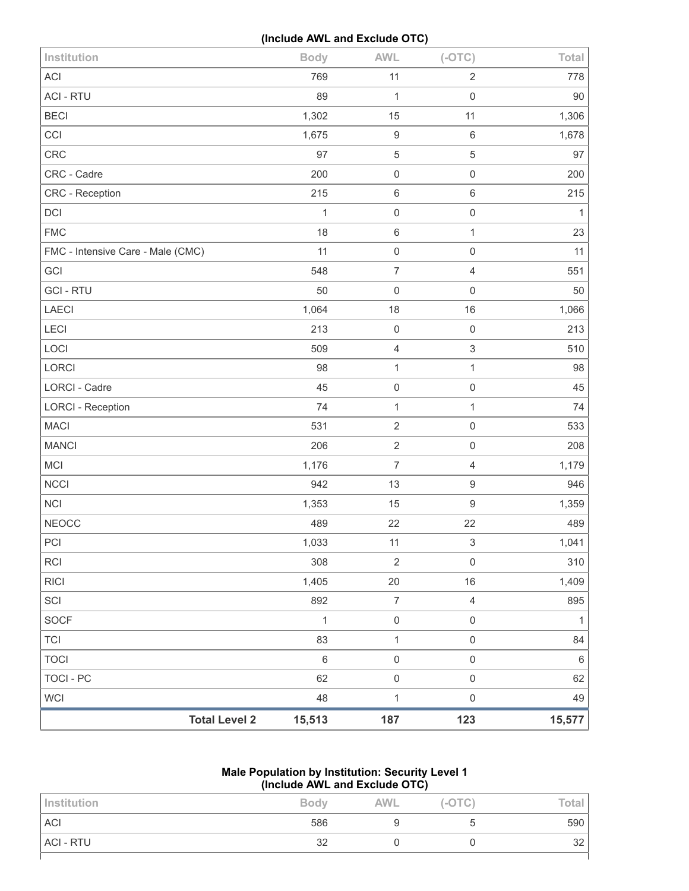(Include AWL and Exclude OTC)

| Institution | Body | AWL | (-OTC) | Total |
|---|---|---|---|---|
| ACI | 769 | 11 | 2 | 778 |
| ACI - RTU | 89 | 1 | 0 | 90 |
| BECI | 1,302 | 15 | 11 | 1,306 |
| CCI | 1,675 | 9 | 6 | 1,678 |
| CRC | 97 | 5 | 5 | 97 |
| CRC - Cadre | 200 | 0 | 0 | 200 |
| CRC - Reception | 215 | 6 | 6 | 215 |
| DCI | 1 | 0 | 0 | 1 |
| FMC | 18 | 6 | 1 | 23 |
| FMC - Intensive Care - Male (CMC) | 11 | 0 | 0 | 11 |
| GCI | 548 | 7 | 4 | 551 |
| GCI - RTU | 50 | 0 | 0 | 50 |
| LAECI | 1,064 | 18 | 16 | 1,066 |
| LECI | 213 | 0 | 0 | 213 |
| LOCI | 509 | 4 | 3 | 510 |
| LORCI | 98 | 1 | 1 | 98 |
| LORCI - Cadre | 45 | 0 | 0 | 45 |
| LORCI - Reception | 74 | 1 | 1 | 74 |
| MACI | 531 | 2 | 0 | 533 |
| MANCI | 206 | 2 | 0 | 208 |
| MCI | 1,176 | 7 | 4 | 1,179 |
| NCCI | 942 | 13 | 9 | 946 |
| NCI | 1,353 | 15 | 9 | 1,359 |
| NEOCC | 489 | 22 | 22 | 489 |
| PCI | 1,033 | 11 | 3 | 1,041 |
| RCI | 308 | 2 | 0 | 310 |
| RICI | 1,405 | 20 | 16 | 1,409 |
| SCI | 892 | 7 | 4 | 895 |
| SOCF | 1 | 0 | 0 | 1 |
| TCI | 83 | 1 | 0 | 84 |
| TOCI | 6 | 0 | 0 | 6 |
| TOCI - PC | 62 | 0 | 0 | 62 |
| WCI | 48 | 1 | 0 | 49 |
| **Total Level 2** | **15,513** | **187** | **123** | **15,577** |

**Male Population by Institution: Security Level 1**
**(Include AWL and Exclude OTC)**

| Institution | Body | AWL | (-OTC) | Total |
|---|---|---|---|---|
| ACI | 586 | 9 | 5 | 590 |
| ACI - RTU | 32 | 0 | 0 | 32 |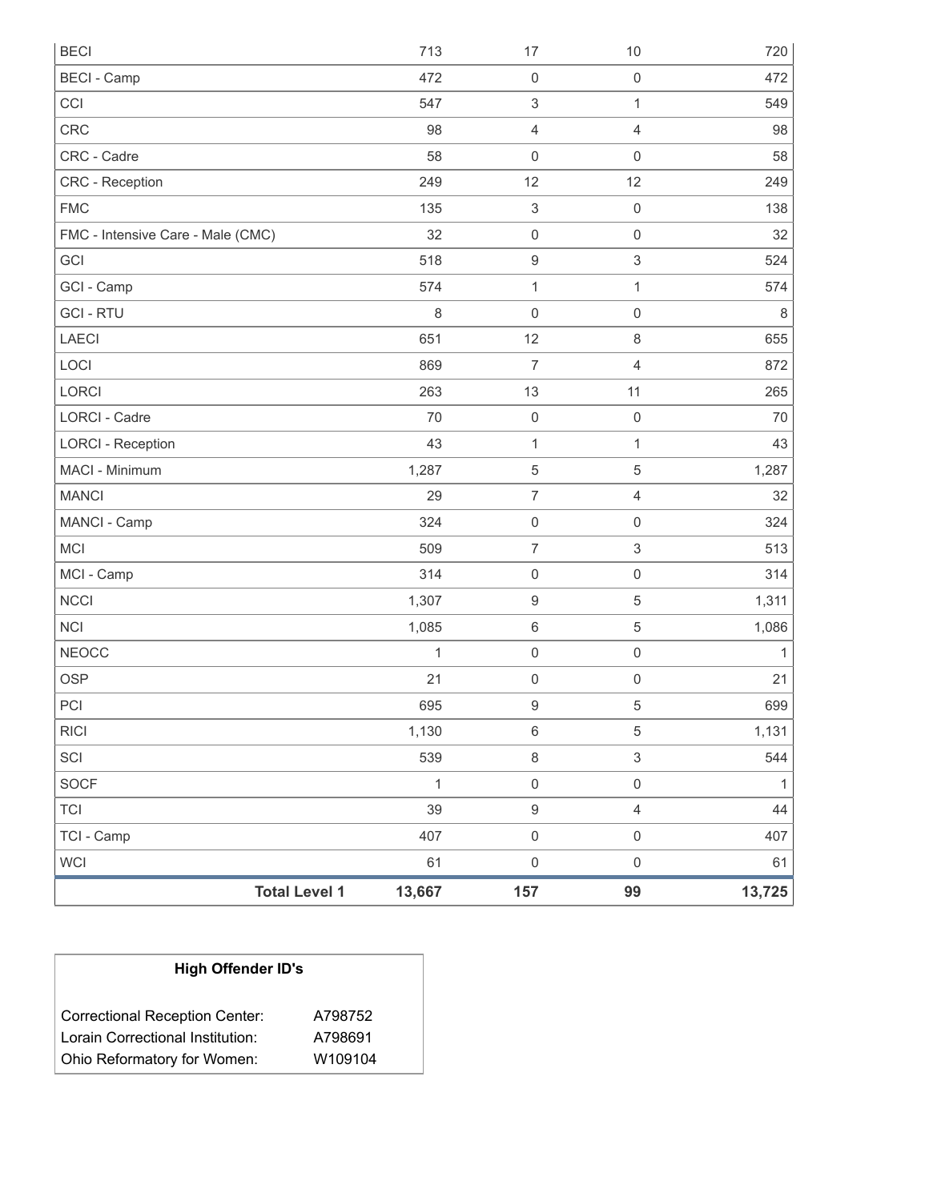| | | | | |
|---|---|---|---|---|
| BECI | 713 | 17 | 10 | 720 |
| BECI - Camp | 472 | 0 | 0 | 472 |
| CCI | 547 | 3 | 1 | 549 |
| CRC | 98 | 4 | 4 | 98 |
| CRC - Cadre | 58 | 0 | 0 | 58 |
| CRC - Reception | 249 | 12 | 12 | 249 |
| FMC | 135 | 3 | 0 | 138 |
| FMC - Intensive Care - Male (CMC) | 32 | 0 | 0 | 32 |
| GCI | 518 | 9 | 3 | 524 |
| GCI - Camp | 574 | 1 | 1 | 574 |
| GCI - RTU | 8 | 0 | 0 | 8 |
| LAECI | 651 | 12 | 8 | 655 |
| LOCI | 869 | 7 | 4 | 872 |
| LORCI | 263 | 13 | 11 | 265 |
| LORCI - Cadre | 70 | 0 | 0 | 70 |
| LORCI - Reception | 43 | 1 | 1 | 43 |
| MACI - Minimum | 1,287 | 5 | 5 | 1,287 |
| MANCI | 29 | 7 | 4 | 32 |
| MANCI - Camp | 324 | 0 | 0 | 324 |
| MCI | 509 | 7 | 3 | 513 |
| MCI - Camp | 314 | 0 | 0 | 314 |
| NCCI | 1,307 | 9 | 5 | 1,311 |
| NCI | 1,085 | 6 | 5 | 1,086 |
| NEOCC | 1 | 0 | 0 | 1 |
| OSP | 21 | 0 | 0 | 21 |
| PCI | 695 | 9 | 5 | 699 |
| RICI | 1,130 | 6 | 5 | 1,131 |
| SCI | 539 | 8 | 3 | 544 |
| SOCF | 1 | 0 | 0 | 1 |
| TCI | 39 | 9 | 4 | 44 |
| TCI - Camp | 407 | 0 | 0 | 407 |
| WCI | 61 | 0 | 0 | 61 |
| **Total Level 1** | **13,667** | **157** | **99** | **13,725** |

| High Offender ID's | |
|---|---|
| Correctional Reception Center: | A798752 |
| Lorain Correctional Institution: | A798691 |
| Ohio Reformatory for Women: | W109104 |